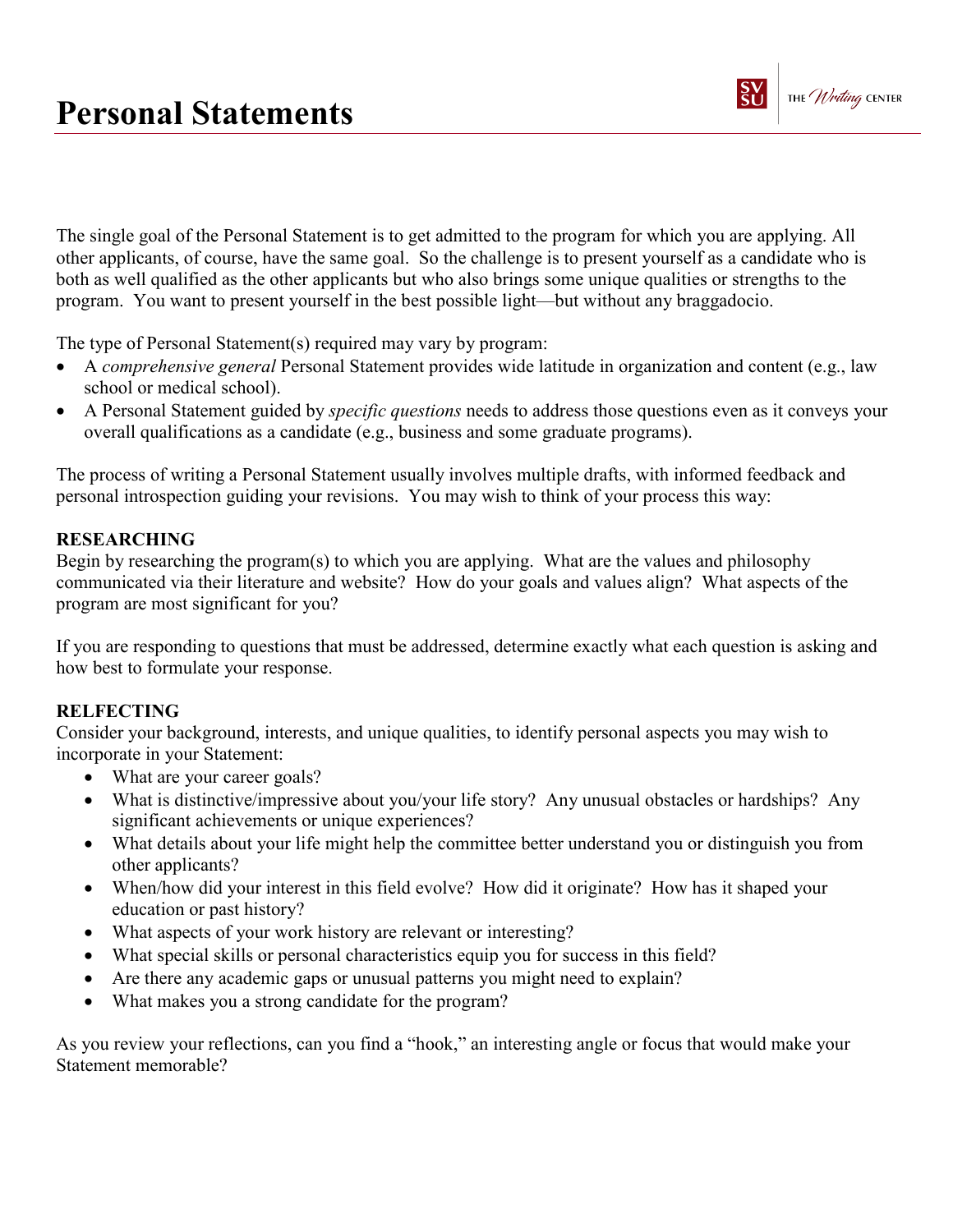# Personal Statements

The single goal of the Personal Statement is to get admitted to the program for which you are applying. All other applicants, of course, have the same goal. So the challenge is to present yourself as a candidate who is both as well qualified as the other applicants but who also brings some unique qualities or strengths to the program. You want to present yourself in the best possible light—but without any braggadocio.

The type of Personal Statement(s) required may vary by program:

- A *comprehensive general* Personal Statement provides wide latitude in organization and content (e.g., law school or medical school).
- A Personal Statement guided by *specific questions* needs to address those questions even as it conveys your overall qualifications as a candidate (e.g., business and some graduate programs).

The process of writing a Personal Statement usually involves multiple drafts, with informed feedback and personal introspection guiding your revisions. You may wish to think of your process this way:

**RESEARCHING**

Begin by researching the program(s) to which you are applying. What are the values and philosophy communicated via their literature and website? How do your goals and values align? What aspects of the program are most significant for you?

If you are responding to questions that must be addressed, determine exactly what each question is asking and how best to formulate your response.

**RELFECTING**

Consider your background, interests, and unique qualities, to identify personal aspects you may wish to incorporate in your Statement:

- What are your career goals?
- What is distinctive/impressive about you/your life story? Any unusual obstacles or hardships? Any significant achievements or unique experiences?
- What details about your life might help the committee better understand you or distinguish you from other applicants?
- When/how did your interest in this field evolve? How did it originate? How has it shaped your education or past history?
- What aspects of your work history are relevant or interesting?
- What special skills or personal characteristics equip you for success in this field?
- Are there any academic gaps or unusual patterns you might need to explain?
- What makes you a strong candidate for the program?

As you review your reflections, can you find a "hook," an interesting angle or focus that would make your Statement memorable?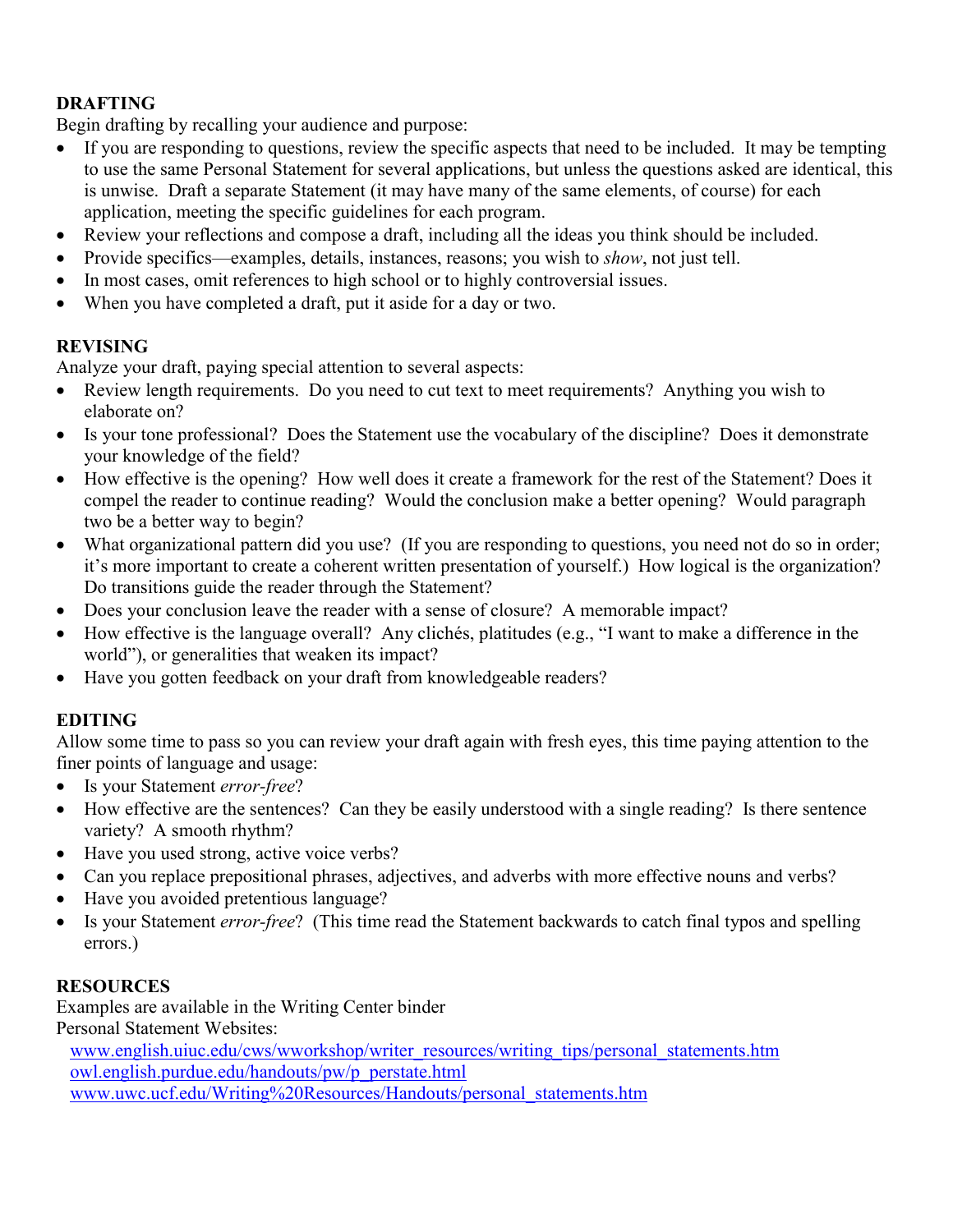## DRAFTING

Begin drafting by recalling your audience and purpose:

- If you are responding to questions, review the specific aspects that need to be included. It may be tempting to use the same Personal Statement for several applications, but unless the questions asked are identical, this is unwise. Draft a separate Statement (it may have many of the same elements, of course) for each application, meeting the specific guidelines for each program.
- Review your reflections and compose a draft, including all the ideas you think should be included.
- Provide specifics—examples, details, instances, reasons; you wish to *show*, not just tell.
- In most cases, omit references to high school or to highly controversial issues.
- When you have completed a draft, put it aside for a day or two.

## REVISING

Analyze your draft, paying special attention to several aspects:

- Review length requirements. Do you need to cut text to meet requirements? Anything you wish to elaborate on?
- Is your tone professional? Does the Statement use the vocabulary of the discipline? Does it demonstrate your knowledge of the field?
- How effective is the opening? How well does it create a framework for the rest of the Statement? Does it compel the reader to continue reading? Would the conclusion make a better opening? Would paragraph two be a better way to begin?
- What organizational pattern did you use? (If you are responding to questions, you need not do so in order; it's more important to create a coherent written presentation of yourself.) How logical is the organization? Do transitions guide the reader through the Statement?
- Does your conclusion leave the reader with a sense of closure? A memorable impact?
- How effective is the language overall? Any clichés, platitudes (e.g., "I want to make a difference in the world"), or generalities that weaken its impact?
- Have you gotten feedback on your draft from knowledgeable readers?

## EDITING

Allow some time to pass so you can review your draft again with fresh eyes, this time paying attention to the finer points of language and usage:

- Is your Statement *error-free*?
- How effective are the sentences? Can they be easily understood with a single reading? Is there sentence variety? A smooth rhythm?
- Have you used strong, active voice verbs?
- Can you replace prepositional phrases, adjectives, and adverbs with more effective nouns and verbs?
- Have you avoided pretentious language?
- Is your Statement *error-free*? (This time read the Statement backwards to catch final typos and spelling errors.)

## RESOURCES

Examples are available in the Writing Center binder

Personal Statement Websites:

www.english.uiuc.edu/cws/wworkshop/writer_resources/writing_tips/personal_statements.htm
owl.english.purdue.edu/handouts/pw/p_perstate.html
www.uwc.ucf.edu/Writing%20Resources/Handouts/personal_statements.htm